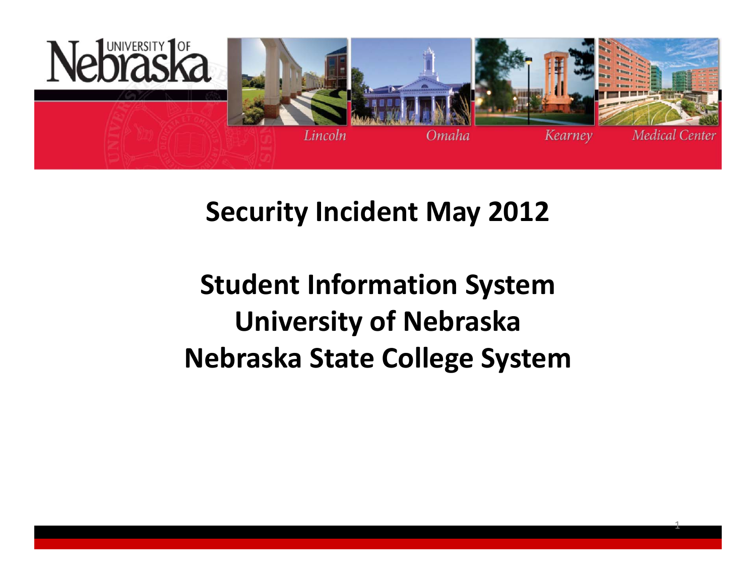# Security Incident May 2012

## Student Information System
## University of Nebraska
## Nebraska State College System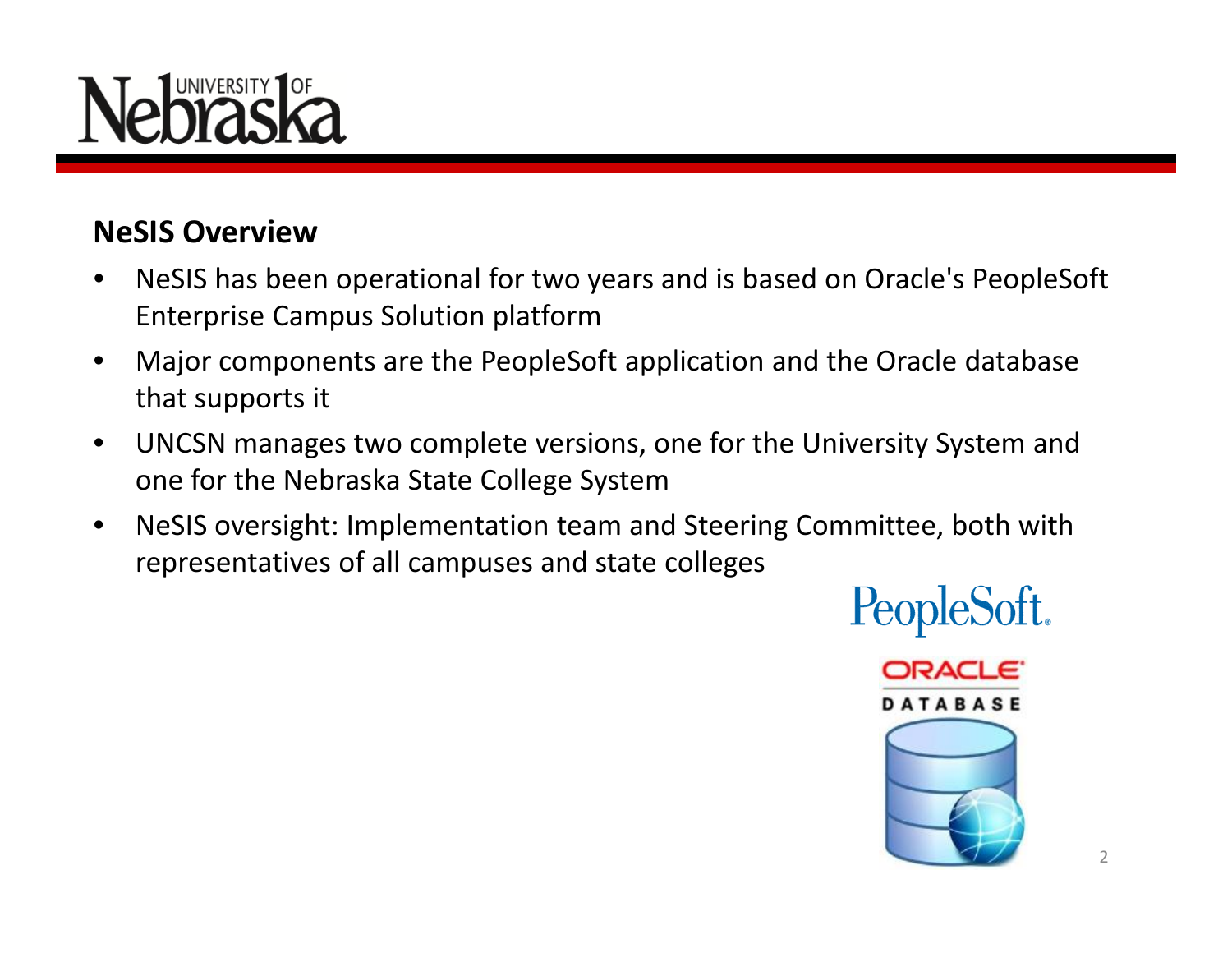## NeSIS Overview

- NeSIS has been operational for two years and is based on Oracle's PeopleSoft Enterprise Campus Solution platform
- Major components are the PeopleSoft application and the Oracle database that supports it
- UNCSN manages two complete versions, one for the University System and one for the Nebraska State College System
- NeSIS oversight: Implementation team and Steering Committee, both with representatives of all campuses and state colleges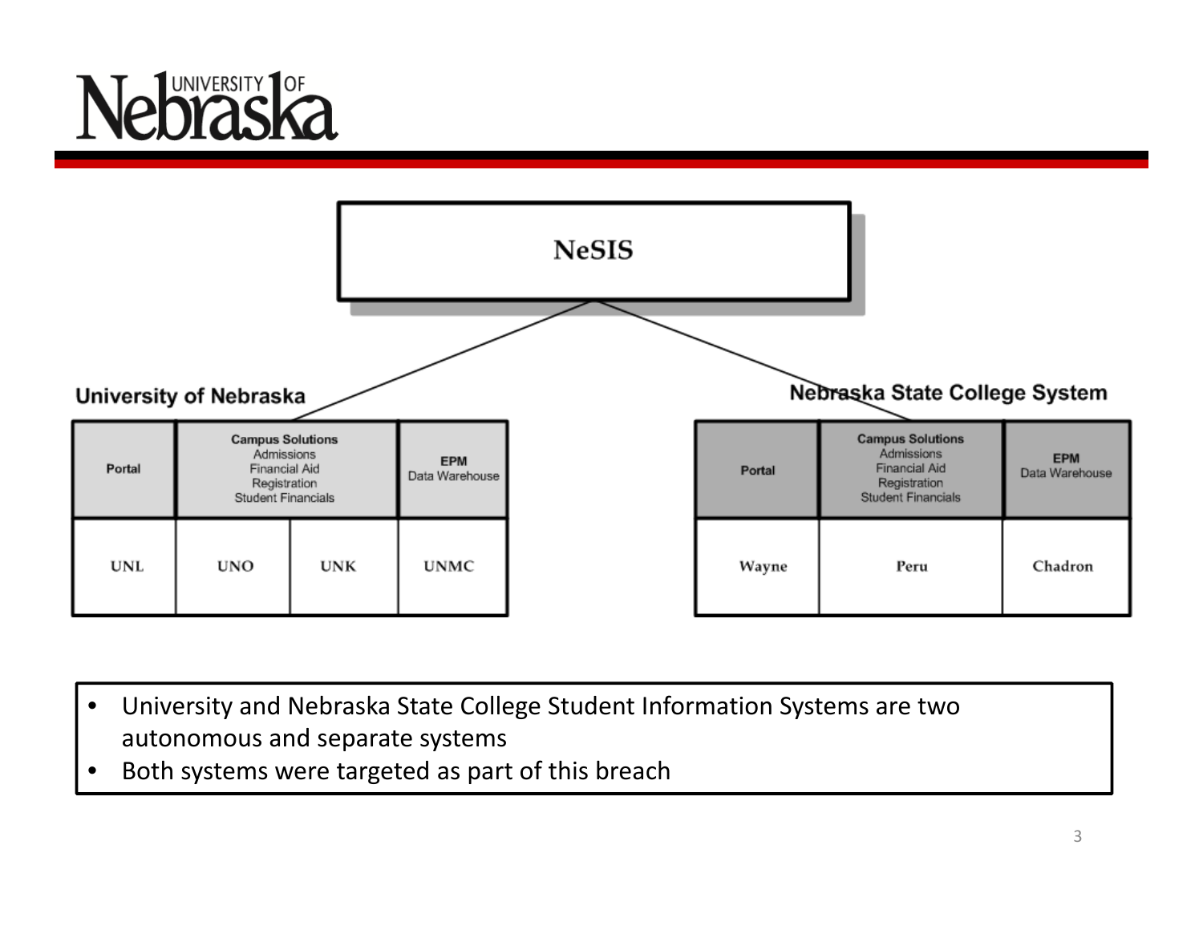# NeSIS

## University of Nebraska

| Portal | Campus Solutions<br>Admissions<br>Financial Aid<br>Registration<br>Student Financials | | EPM<br>Data Warehouse |
|---|---|---|---|
| UNL | UNO | UNK | UNMC |

## Nebraska State College System

| Portal | Campus Solutions<br>Admissions<br>Financial Aid<br>Registration<br>Student Financials | EPM<br>Data Warehouse |
|---|---|---|
| Wayne | Peru | Chadron |

- University and Nebraska State College Student Information Systems are two autonomous and separate systems
- Both systems were targeted as part of this breach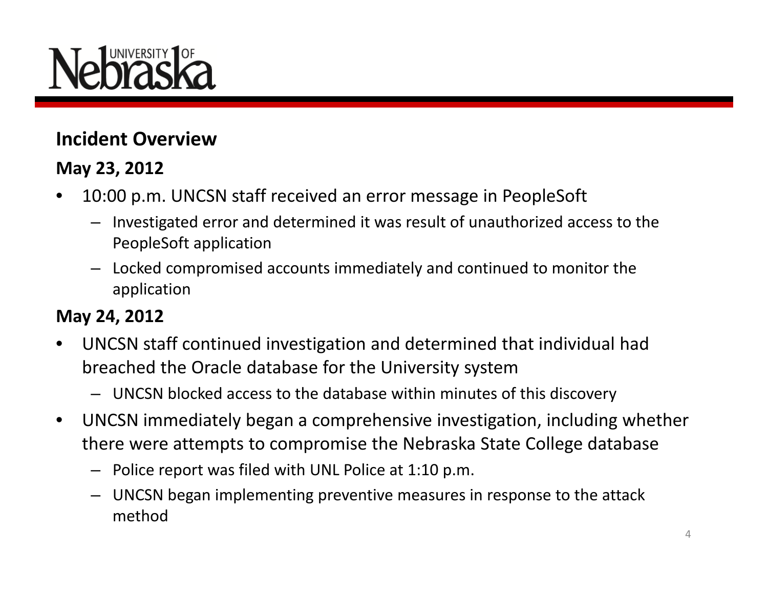## Incident Overview

### May 23, 2012

- 10:00 p.m. UNCSN staff received an error message in PeopleSoft
  - Investigated error and determined it was result of unauthorized access to the PeopleSoft application
  - Locked compromised accounts immediately and continued to monitor the application

### May 24, 2012

- UNCSN staff continued investigation and determined that individual had breached the Oracle database for the University system
  - UNCSN blocked access to the database within minutes of this discovery
- UNCSN immediately began a comprehensive investigation, including whether there were attempts to compromise the Nebraska State College database
  - Police report was filed with UNL Police at 1:10 p.m.
  - UNCSN began implementing preventive measures in response to the attack method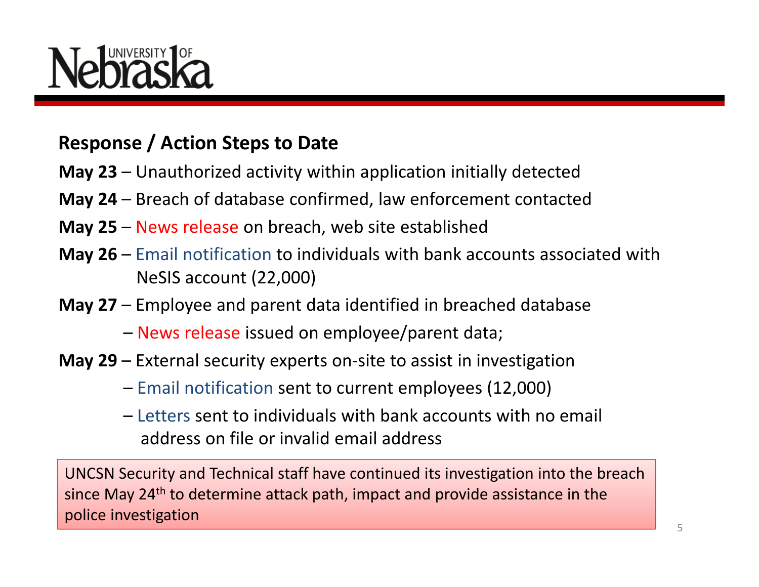## Response / Action Steps to Date

**May 23** – Unauthorized activity within application initially detected

**May 24** – Breach of database confirmed, law enforcement contacted

**May 25** – News release on breach, web site established

**May 26** – Email notification to individuals with bank accounts associated with NeSIS account (22,000)

**May 27** – Employee and parent data identified in breached database

– News release issued on employee/parent data;

**May 29** – External security experts on-site to assist in investigation

– Email notification sent to current employees (12,000)

– Letters sent to individuals with bank accounts with no email address on file or invalid email address

UNCSN Security and Technical staff have continued its investigation into the breach since May 24th to determine attack path, impact and provide assistance in the police investigation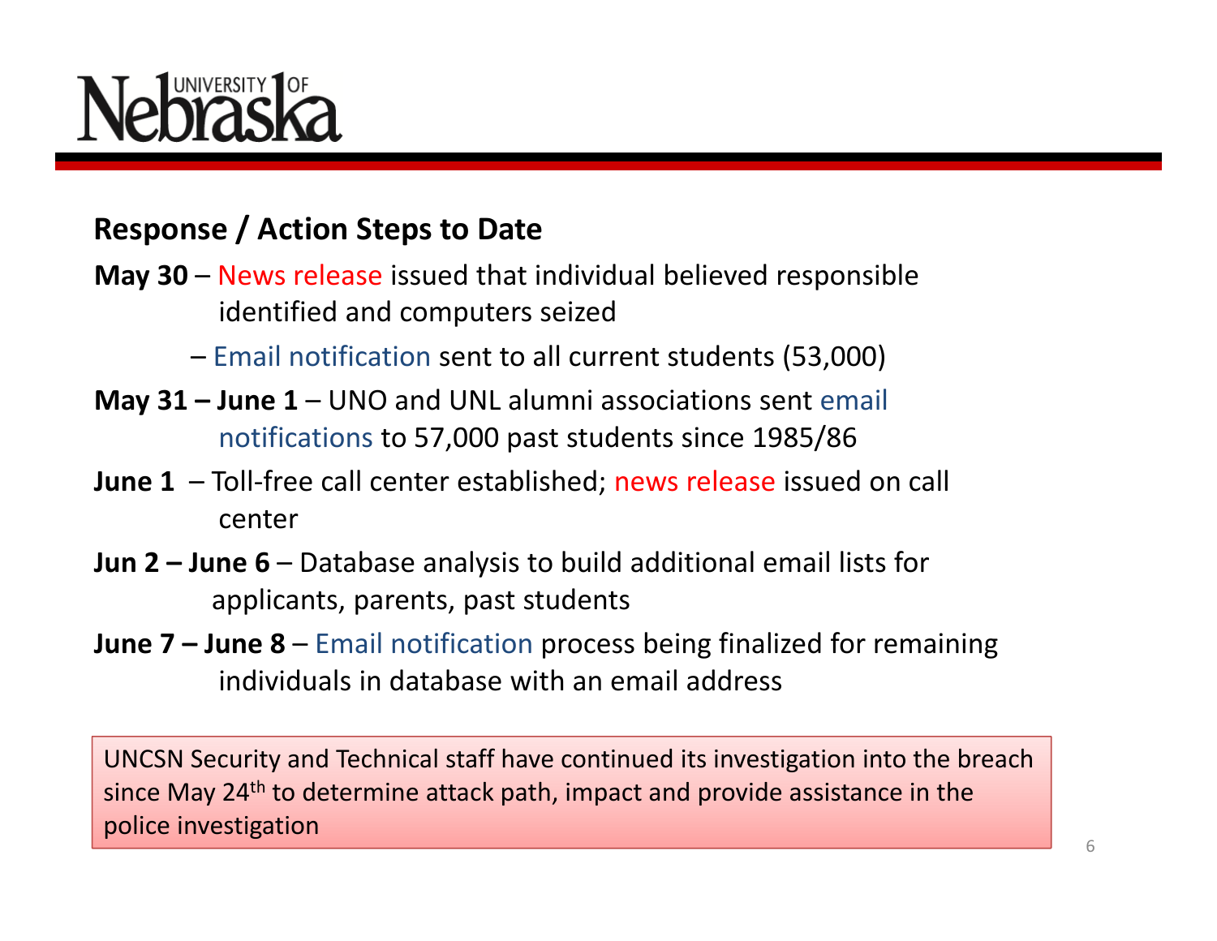## Response / Action Steps to Date

**May 30** – News release issued that individual believed responsible identified and computers seized

– Email notification sent to all current students (53,000)

**May 31 – June 1** – UNO and UNL alumni associations sent email notifications to 57,000 past students since 1985/86

**June 1** – Toll-free call center established; news release issued on call center

**Jun 2 – June 6** – Database analysis to build additional email lists for applicants, parents, past students

**June 7 – June 8** – Email notification process being finalized for remaining individuals in database with an email address

UNCSN Security and Technical staff have continued its investigation into the breach since May 24$^{th}$ to determine attack path, impact and provide assistance in the police investigation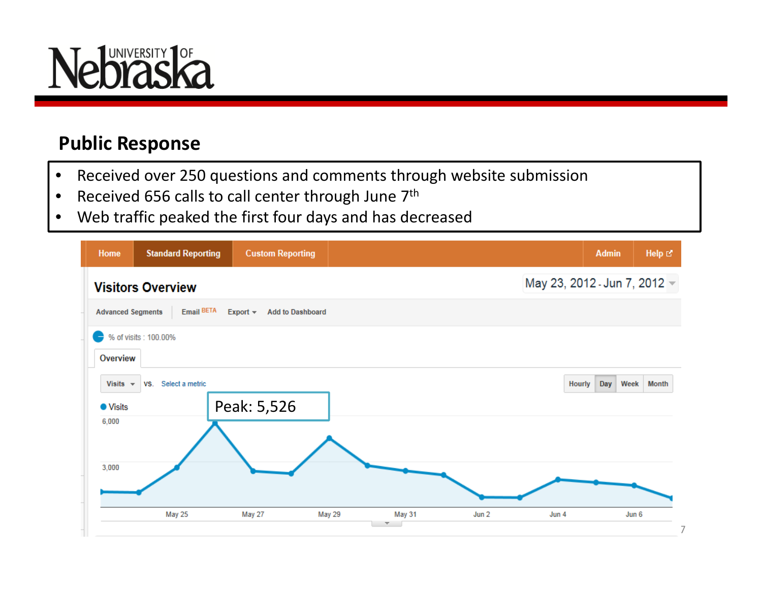## Public Response

- Received over 250 questions and comments through website submission
- Received 656 calls to call center through June 7th
- Web traffic peaked the first four days and has decreased

Visitors Overview

May 23, 2012 - Jun 7, 2012

Peak: 5,526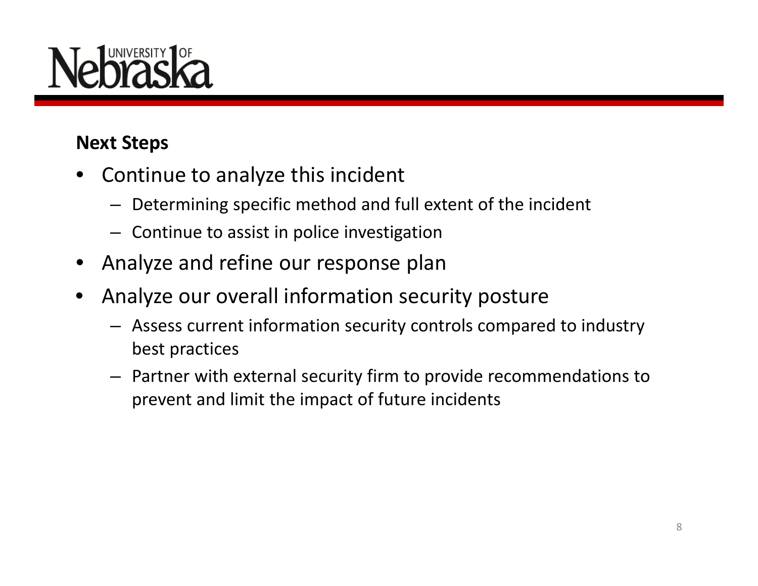## Next Steps

- Continue to analyze this incident
  - Determining specific method and full extent of the incident
  - Continue to assist in police investigation
- Analyze and refine our response plan
- Analyze our overall information security posture
  - Assess current information security controls compared to industry best practices
  - Partner with external security firm to provide recommendations to prevent and limit the impact of future incidents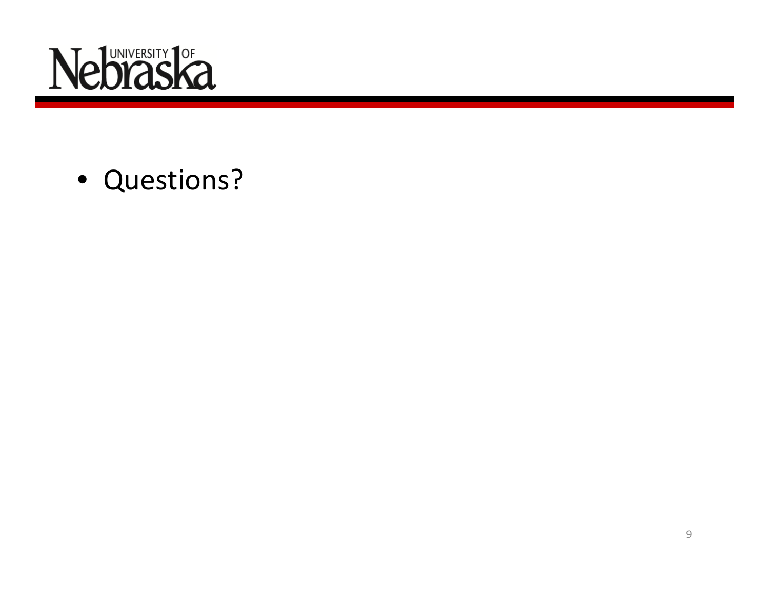- Questions?